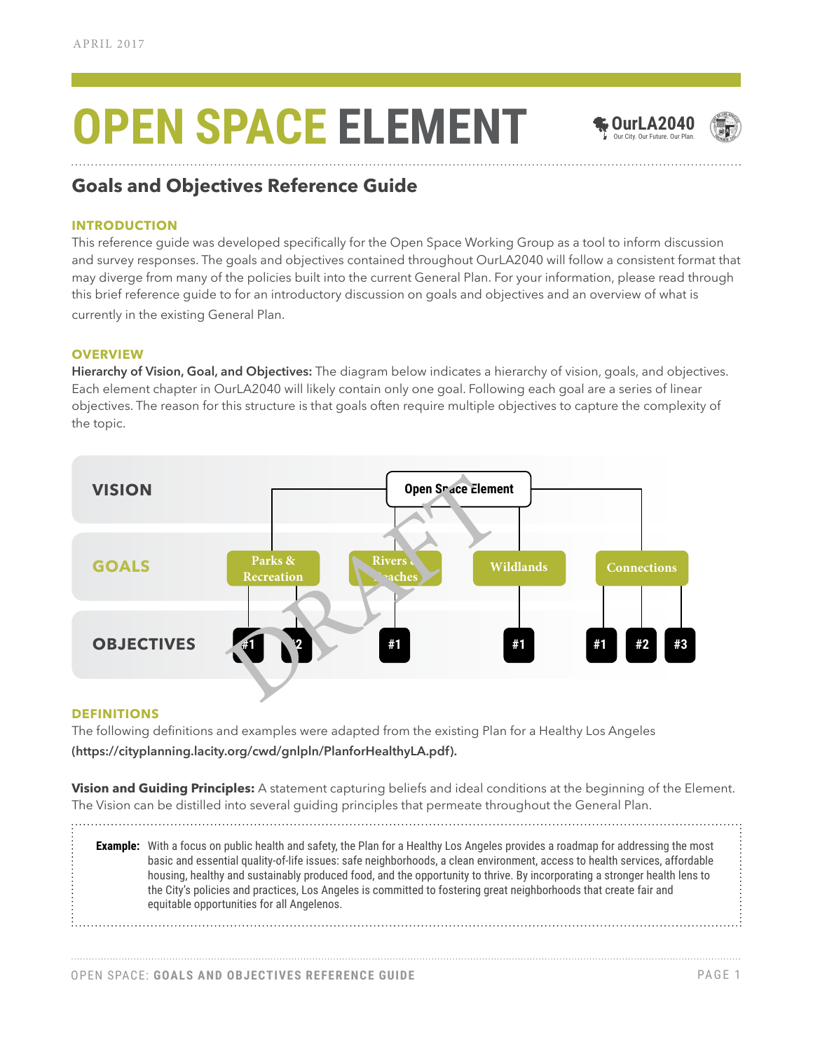# OPEN SPACE ELEMENT

## Goals and Objectives Reference Guide

### INTRODUCTION

This reference guide was developed specifically for the Open Space Working Group as a tool to inform discussion and survey responses. The goals and objectives contained throughout OurLA2040 will follow a consistent format that may diverge from many of the policies built into the current General Plan. For your information, please read through this brief reference guide to for an introductory discussion on goals and objectives and an overview of what is currently in the existing General Plan.

### OVERVIEW

**Hierarchy of Vision, Goal, and Objectives:** The diagram below indicates a hierarchy of vision, goals, and objectives. Each element chapter in OurLA2040 will likely contain only one goal. Following each goal are a series of linear objectives. The reason for this structure is that goals often require multiple objectives to capture the complexity of the topic.

**VISION**: Open Space Element

**GOALS**: Parks & Recreation; Rivers & Beaches; Wildlands; Connections

**OBJECTIVES**:
- Parks & Recreation: #1, #2
- Rivers & Beaches: #1
- Wildlands: #1
- Connections: #1, #2, #3

DRAFT

### DEFINITIONS

The following definitions and examples were adapted from the existing Plan for a Healthy Los Angeles **(https://cityplanning.lacity.org/cwd/gnlpln/PlanforHealthyLA.pdf).**

**Vision and Guiding Principles:** A statement capturing beliefs and ideal conditions at the beginning of the Element. The Vision can be distilled into several guiding principles that permeate throughout the General Plan.

**Example:** With a focus on public health and safety, the Plan for a Healthy Los Angeles provides a roadmap for addressing the most basic and essential quality-of-life issues: safe neighborhoods, a clean environment, access to health services, affordable housing, healthy and sustainably produced food, and the opportunity to thrive. By incorporating a stronger health lens to the City's policies and practices, Los Angeles is committed to fostering great neighborhoods that create fair and equitable opportunities for all Angelenos.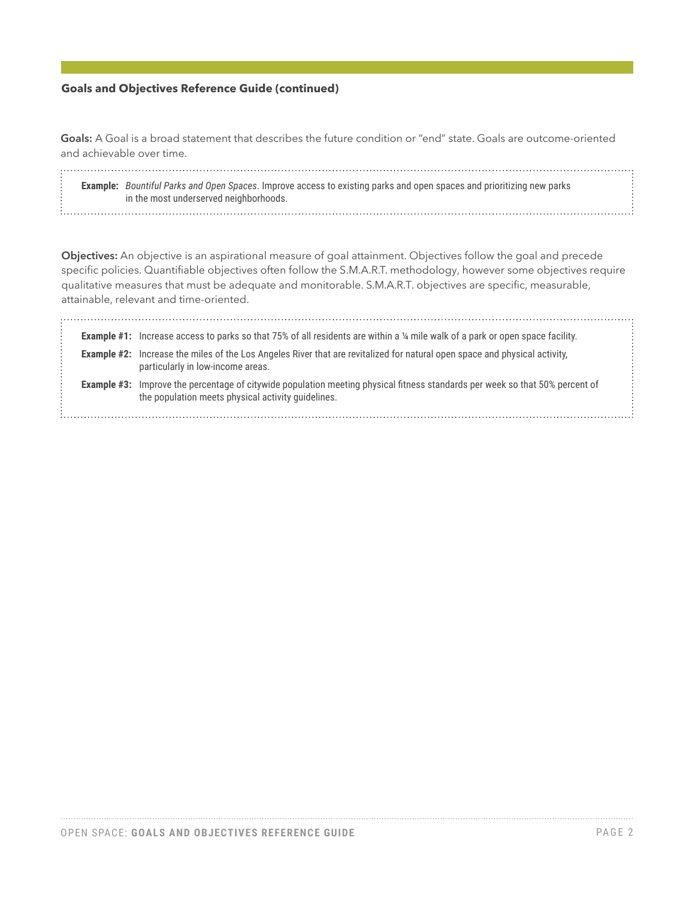## Goals and Objectives Reference Guide (continued)

**Goals:** A Goal is a broad statement that describes the future condition or "end" state. Goals are outcome-oriented and achievable over time.

> **Example:** *Bountiful Parks and Open Spaces*. Improve access to existing parks and open spaces and prioritizing new parks in the most underserved neighborhoods.

**Objectives:** An objective is an aspirational measure of goal attainment. Objectives follow the goal and precede specific policies. Quantifiable objectives often follow the S.M.A.R.T. methodology, however some objectives require qualitative measures that must be adequate and monitorable. S.M.A.R.T. objectives are specific, measurable, attainable, relevant and time-oriented.

> **Example #1:** Increase access to parks so that 75% of all residents are within a ¼ mile walk of a park or open space facility.
>
> **Example #2:** Increase the miles of the Los Angeles River that are revitalized for natural open space and physical activity, particularly in low-income areas.
>
> **Example #3:** Improve the percentage of citywide population meeting physical fitness standards per week so that 50% percent of the population meets physical activity guidelines.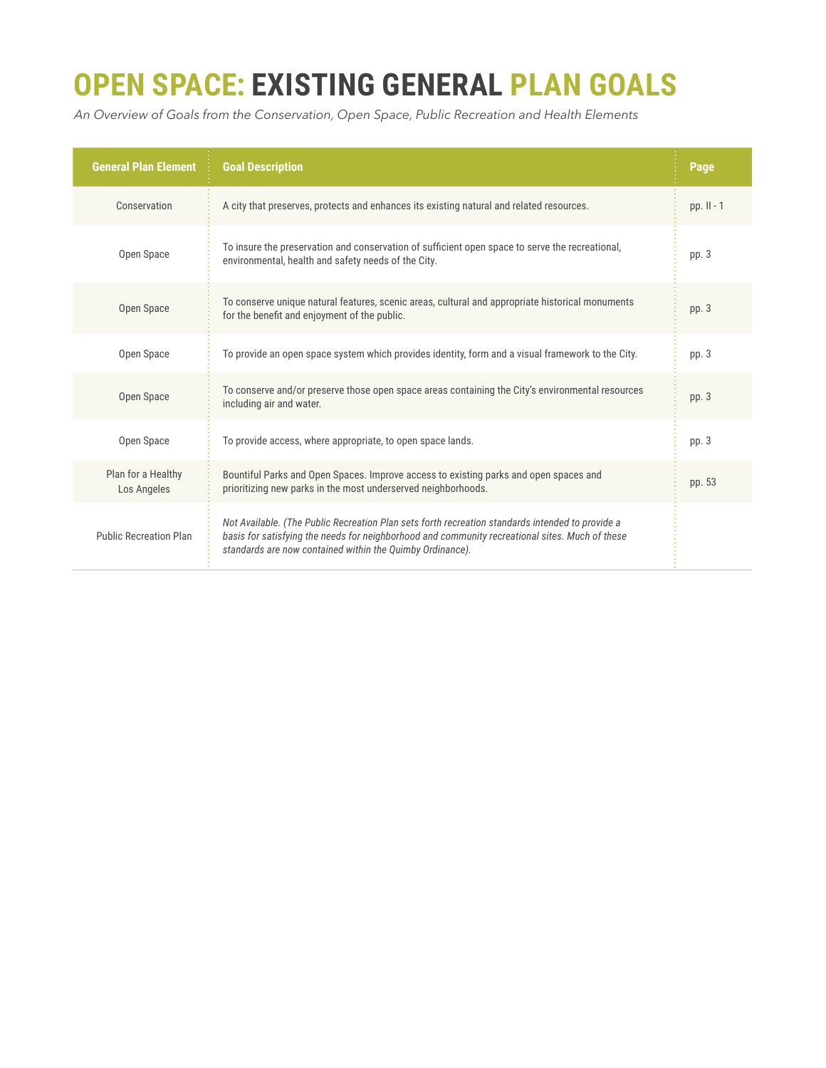# OPEN SPACE: EXISTING GENERAL PLAN GOALS

*An Overview of Goals from the Conservation, Open Space, Public Recreation and Health Elements*

| General Plan Element | Goal Description | Page |
| --- | --- | --- |
| Conservation | A city that preserves, protects and enhances its existing natural and related resources. | pp. II - 1 |
| Open Space | To insure the preservation and conservation of sufficient open space to serve the recreational, environmental, health and safety needs of the City. | pp. 3 |
| Open Space | To conserve unique natural features, scenic areas, cultural and appropriate historical monuments for the benefit and enjoyment of the public. | pp. 3 |
| Open Space | To provide an open space system which provides identity, form and a visual framework to the City. | pp. 3 |
| Open Space | To conserve and/or preserve those open space areas containing the City's environmental resources including air and water. | pp. 3 |
| Open Space | To provide access, where appropriate, to open space lands. | pp. 3 |
| Plan for a Healthy Los Angeles | Bountiful Parks and Open Spaces. Improve access to existing parks and open spaces and prioritizing new parks in the most underserved neighborhoods. | pp. 53 |
| Public Recreation Plan | *Not Available. (The Public Recreation Plan sets forth recreation standards intended to provide a basis for satisfying the needs for neighborhood and community recreational sites. Much of these standards are now contained within the Quimby Ordinance).* | |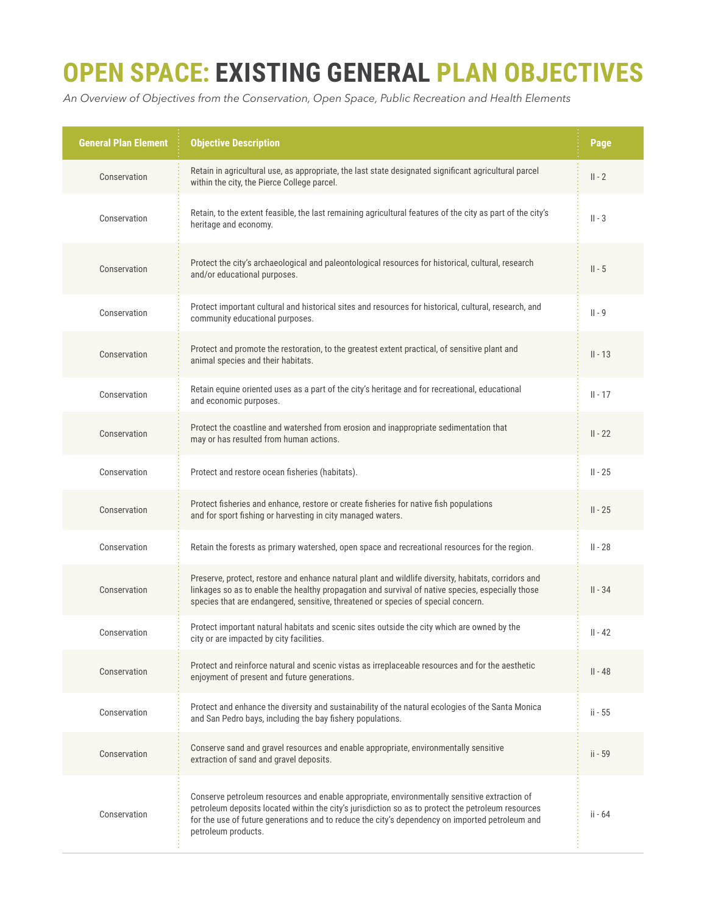# OPEN SPACE: EXISTING GENERAL PLAN OBJECTIVES

*An Overview of Objectives from the Conservation, Open Space, Public Recreation and Health Elements*

| General Plan Element | Objective Description | Page |
|---|---|---|
| Conservation | Retain in agricultural use, as appropriate, the last state designated significant agricultural parcel within the city, the Pierce College parcel. | II - 2 |
| Conservation | Retain, to the extent feasible, the last remaining agricultural features of the city as part of the city's heritage and economy. | II - 3 |
| Conservation | Protect the city's archaeological and paleontological resources for historical, cultural, research and/or educational purposes. | II - 5 |
| Conservation | Protect important cultural and historical sites and resources for historical, cultural, research, and community educational purposes. | II - 9 |
| Conservation | Protect and promote the restoration, to the greatest extent practical, of sensitive plant and animal species and their habitats. | II - 13 |
| Conservation | Retain equine oriented uses as a part of the city's heritage and for recreational, educational and economic purposes. | II - 17 |
| Conservation | Protect the coastline and watershed from erosion and inappropriate sedimentation that may or has resulted from human actions. | II - 22 |
| Conservation | Protect and restore ocean fisheries (habitats). | II - 25 |
| Conservation | Protect fisheries and enhance, restore or create fisheries for native fish populations and for sport fishing or harvesting in city managed waters. | II - 25 |
| Conservation | Retain the forests as primary watershed, open space and recreational resources for the region. | II - 28 |
| Conservation | Preserve, protect, restore and enhance natural plant and wildlife diversity, habitats, corridors and linkages so as to enable the healthy propagation and survival of native species, especially those species that are endangered, sensitive, threatened or species of special concern. | II - 34 |
| Conservation | Protect important natural habitats and scenic sites outside the city which are owned by the city or are impacted by city facilities. | II - 42 |
| Conservation | Protect and reinforce natural and scenic vistas as irreplaceable resources and for the aesthetic enjoyment of present and future generations. | II - 48 |
| Conservation | Protect and enhance the diversity and sustainability of the natural ecologies of the Santa Monica and San Pedro bays, including the bay fishery populations. | ii - 55 |
| Conservation | Conserve sand and gravel resources and enable appropriate, environmentally sensitive extraction of sand and gravel deposits. | ii - 59 |
| Conservation | Conserve petroleum resources and enable appropriate, environmentally sensitive extraction of petroleum deposits located within the city's jurisdiction so as to protect the petroleum resources for the use of future generations and to reduce the city's dependency on imported petroleum and petroleum products. | ii - 64 |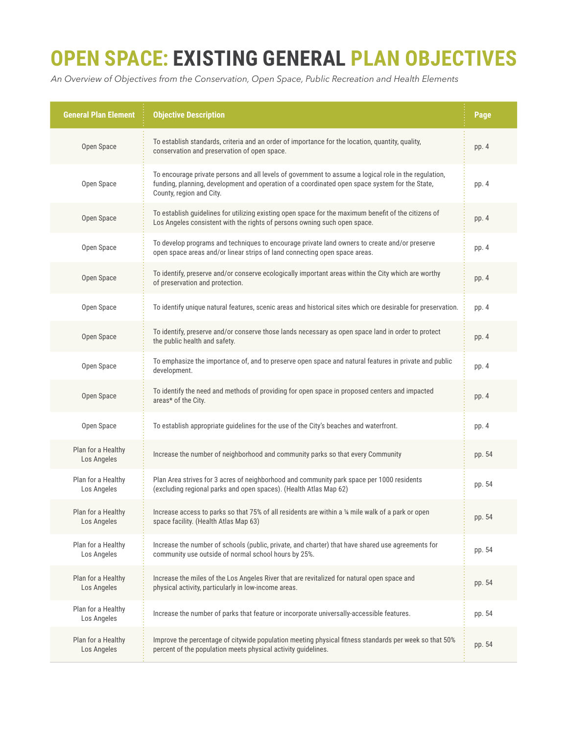# OPEN SPACE: EXISTING GENERAL PLAN OBJECTIVES

*An Overview of Objectives from the Conservation, Open Space, Public Recreation and Health Elements*

| General Plan Element | Objective Description | Page |
|---|---|---|
| Open Space | To establish standards, criteria and an order of importance for the location, quantity, quality, conservation and preservation of open space. | pp. 4 |
| Open Space | To encourage private persons and all levels of government to assume a logical role in the regulation, funding, planning, development and operation of a coordinated open space system for the State, County, region and City. | pp. 4 |
| Open Space | To establish guidelines for utilizing existing open space for the maximum benefit of the citizens of Los Angeles consistent with the rights of persons owning such open space. | pp. 4 |
| Open Space | To develop programs and techniques to encourage private land owners to create and/or preserve open space areas and/or linear strips of land connecting open space areas. | pp. 4 |
| Open Space | To identify, preserve and/or conserve ecologically important areas within the City which are worthy of preservation and protection. | pp. 4 |
| Open Space | To identify unique natural features, scenic areas and historical sites which ore desirable for preservation. | pp. 4 |
| Open Space | To identify, preserve and/or conserve those lands necessary as open space land in order to protect the public health and safety. | pp. 4 |
| Open Space | To emphasize the importance of, and to preserve open space and natural features in private and public development. | pp. 4 |
| Open Space | To identify the need and methods of providing for open space in proposed centers and impacted areas* of the City. | pp. 4 |
| Open Space | To establish appropriate guidelines for the use of the City's beaches and waterfront. | pp. 4 |
| Plan for a Healthy Los Angeles | Increase the number of neighborhood and community parks so that every Community | pp. 54 |
| Plan for a Healthy Los Angeles | Plan Area strives for 3 acres of neighborhood and community park space per 1000 residents (excluding regional parks and open spaces). (Health Atlas Map 62) | pp. 54 |
| Plan for a Healthy Los Angeles | Increase access to parks so that 75% of all residents are within a ¼ mile walk of a park or open space facility. (Health Atlas Map 63) | pp. 54 |
| Plan for a Healthy Los Angeles | Increase the number of schools (public, private, and charter) that have shared use agreements for community use outside of normal school hours by 25%. | pp. 54 |
| Plan for a Healthy Los Angeles | Increase the miles of the Los Angeles River that are revitalized for natural open space and physical activity, particularly in low-income areas. | pp. 54 |
| Plan for a Healthy Los Angeles | Increase the number of parks that feature or incorporate universally-accessible features. | pp. 54 |
| Plan for a Healthy Los Angeles | Improve the percentage of citywide population meeting physical fitness standards per week so that 50% percent of the population meets physical activity guidelines. | pp. 54 |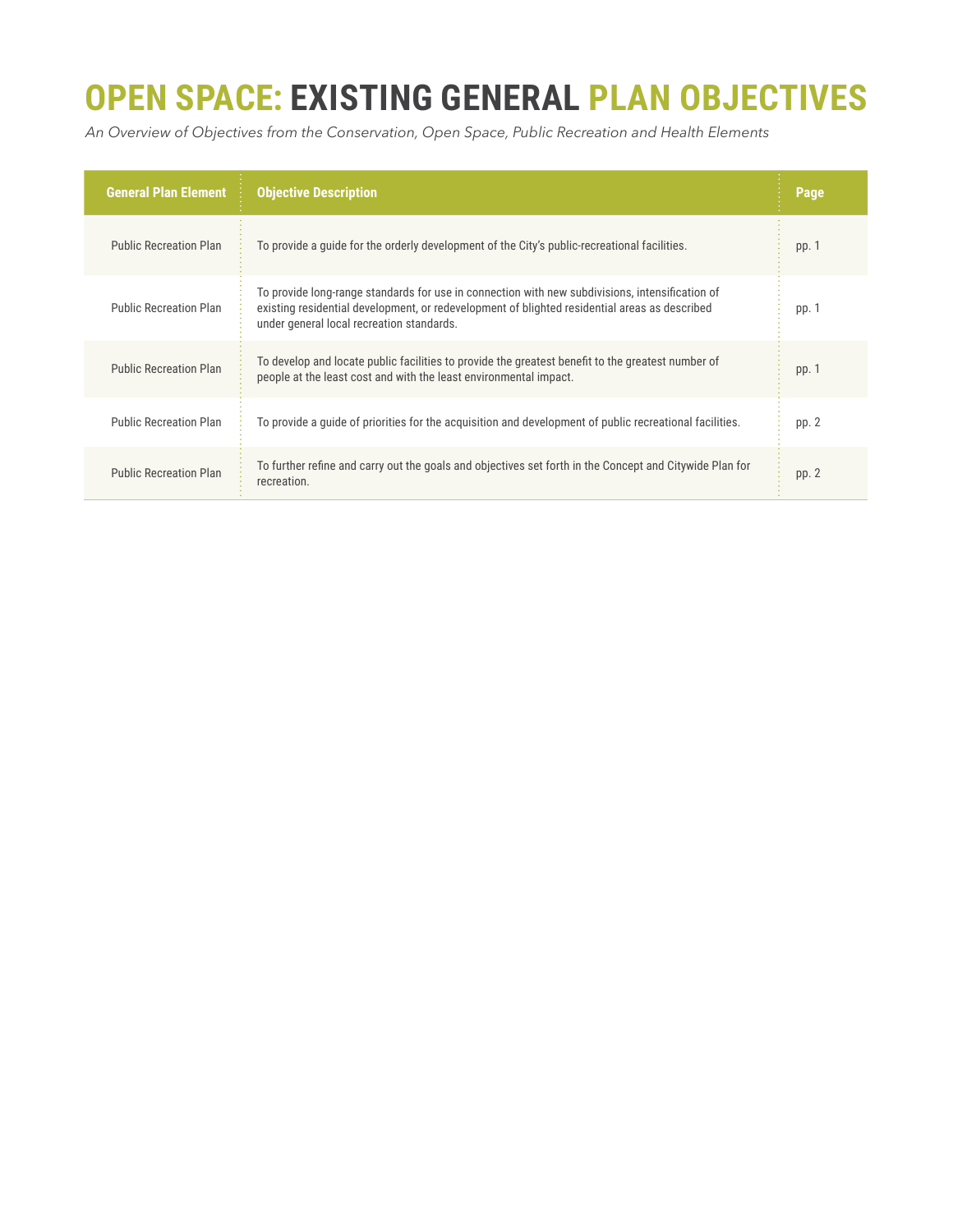# OPEN SPACE: EXISTING GENERAL PLAN OBJECTIVES

*An Overview of Objectives from the Conservation, Open Space, Public Recreation and Health Elements*

| General Plan Element | Objective Description | Page |
|---|---|---|
| Public Recreation Plan | To provide a guide for the orderly development of the City's public-recreational facilities. | pp. 1 |
| Public Recreation Plan | To provide long-range standards for use in connection with new subdivisions, intensification of existing residential development, or redevelopment of blighted residential areas as described under general local recreation standards. | pp. 1 |
| Public Recreation Plan | To develop and locate public facilities to provide the greatest benefit to the greatest number of people at the least cost and with the least environmental impact. | pp. 1 |
| Public Recreation Plan | To provide a guide of priorities for the acquisition and development of public recreational facilities. | pp. 2 |
| Public Recreation Plan | To further refine and carry out the goals and objectives set forth in the Concept and Citywide Plan for recreation. | pp. 2 |